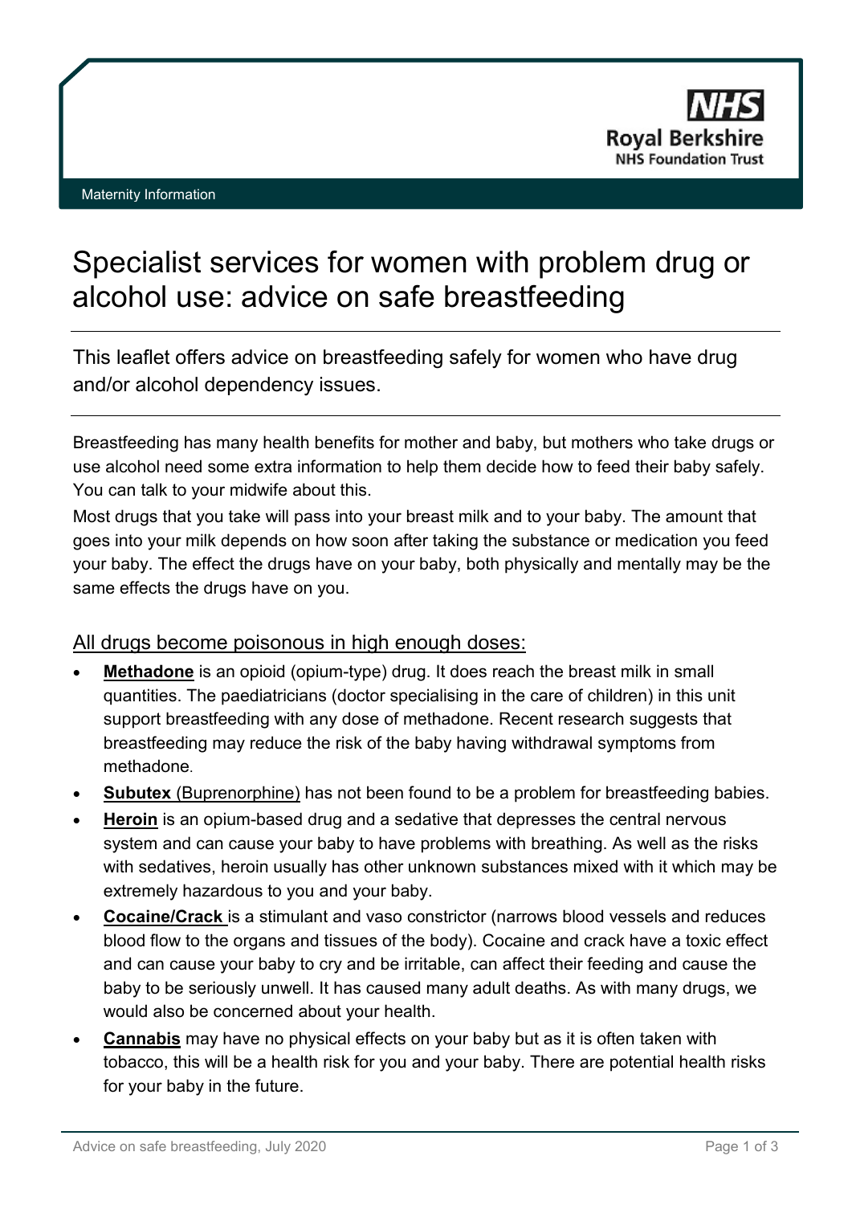NHS
Royal Berkshire
NHS Foundation Trust

Maternity Information

# Specialist services for women with problem drug or alcohol use: advice on safe breastfeeding

This leaflet offers advice on breastfeeding safely for women who have drug and/or alcohol dependency issues.

Breastfeeding has many health benefits for mother and baby, but mothers who take drugs or use alcohol need some extra information to help them decide how to feed their baby safely. You can talk to your midwife about this.

Most drugs that you take will pass into your breast milk and to your baby. The amount that goes into your milk depends on how soon after taking the substance or medication you feed your baby. The effect the drugs have on your baby, both physically and mentally may be the same effects the drugs have on you.

## All drugs become poisonous in high enough doses:

- **Methadone** is an opioid (opium-type) drug. It does reach the breast milk in small quantities. The paediatricians (doctor specialising in the care of children) in this unit support breastfeeding with any dose of methadone. Recent research suggests that breastfeeding may reduce the risk of the baby having withdrawal symptoms from methadone.
- **Subutex** (Buprenorphine) has not been found to be a problem for breastfeeding babies.
- **Heroin** is an opium-based drug and a sedative that depresses the central nervous system and can cause your baby to have problems with breathing. As well as the risks with sedatives, heroin usually has other unknown substances mixed with it which may be extremely hazardous to you and your baby.
- **Cocaine/Crack** is a stimulant and vaso constrictor (narrows blood vessels and reduces blood flow to the organs and tissues of the body). Cocaine and crack have a toxic effect and can cause your baby to cry and be irritable, can affect their feeding and cause the baby to be seriously unwell. It has caused many adult deaths. As with many drugs, we would also be concerned about your health.
- **Cannabis** may have no physical effects on your baby but as it is often taken with tobacco, this will be a health risk for you and your baby. There are potential health risks for your baby in the future.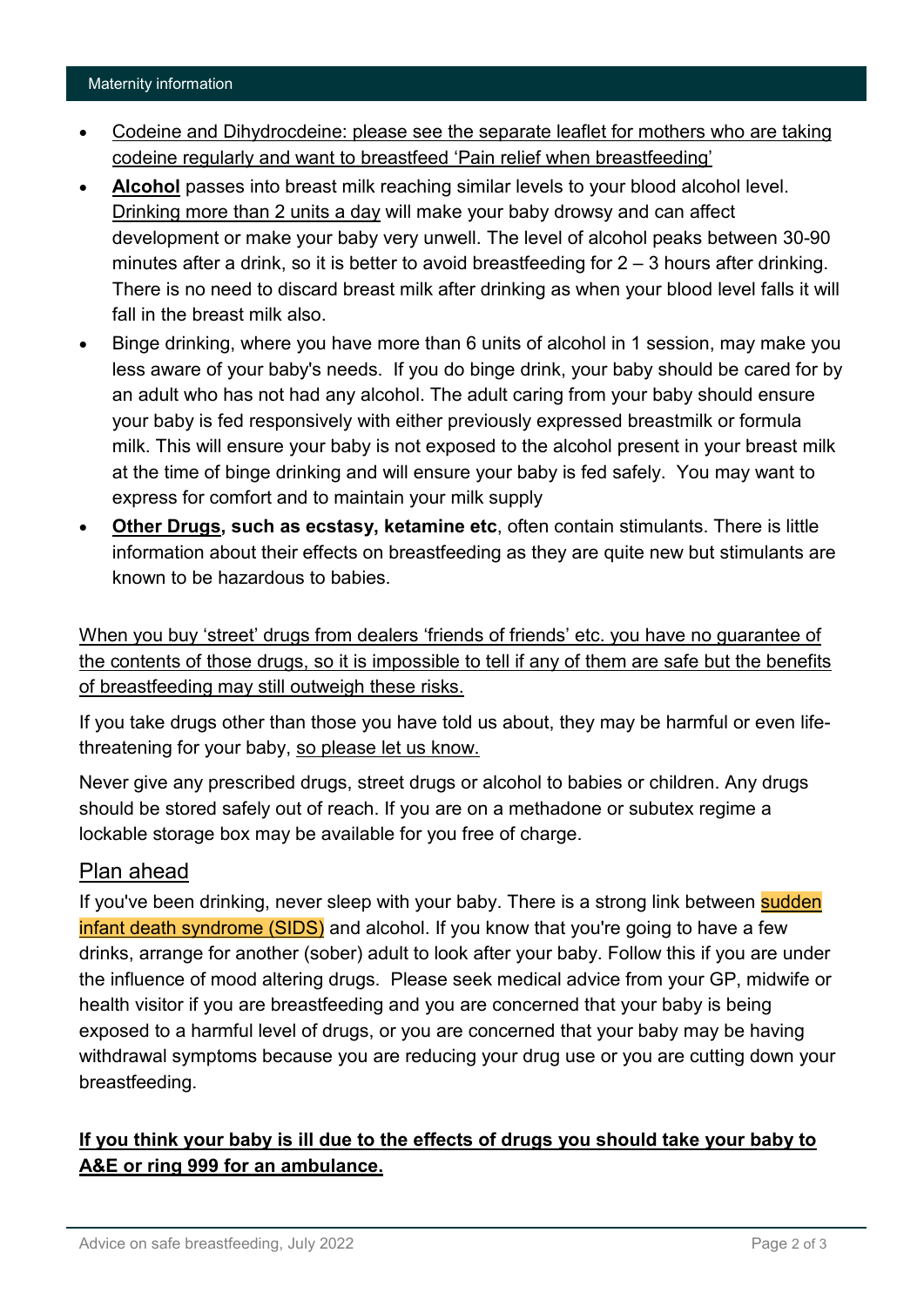- Codeine and Dihydrocdeine: please see the separate leaflet for mothers who are taking codeine regularly and want to breastfeed 'Pain relief when breastfeeding'
- **Alcohol** passes into breast milk reaching similar levels to your blood alcohol level. Drinking more than 2 units a day will make your baby drowsy and can affect development or make your baby very unwell. The level of alcohol peaks between 30-90 minutes after a drink, so it is better to avoid breastfeeding for 2 – 3 hours after drinking. There is no need to discard breast milk after drinking as when your blood level falls it will fall in the breast milk also.
- Binge drinking, where you have more than 6 units of alcohol in 1 session, may make you less aware of your baby's needs. If you do binge drink, your baby should be cared for by an adult who has not had any alcohol. The adult caring from your baby should ensure your baby is fed responsively with either previously expressed breastmilk or formula milk. This will ensure your baby is not exposed to the alcohol present in your breast milk at the time of binge drinking and will ensure your baby is fed safely. You may want to express for comfort and to maintain your milk supply
- **Other Drugs, such as ecstasy, ketamine etc**, often contain stimulants. There is little information about their effects on breastfeeding as they are quite new but stimulants are known to be hazardous to babies.

When you buy 'street' drugs from dealers 'friends of friends' etc. you have no guarantee of the contents of those drugs, so it is impossible to tell if any of them are safe but the benefits of breastfeeding may still outweigh these risks.

If you take drugs other than those you have told us about, they may be harmful or even life-threatening for your baby, so please let us know.

Never give any prescribed drugs, street drugs or alcohol to babies or children. Any drugs should be stored safely out of reach. If you are on a methadone or subutex regime a lockable storage box may be available for you free of charge.

## Plan ahead

If you've been drinking, never sleep with your baby. There is a strong link between sudden infant death syndrome (SIDS) and alcohol. If you know that you're going to have a few drinks, arrange for another (sober) adult to look after your baby. Follow this if you are under the influence of mood altering drugs. Please seek medical advice from your GP, midwife or health visitor if you are breastfeeding and you are concerned that your baby is being exposed to a harmful level of drugs, or you are concerned that your baby may be having withdrawal symptoms because you are reducing your drug use or you are cutting down your breastfeeding.

**If you think your baby is ill due to the effects of drugs you should take your baby to A&E or ring 999 for an ambulance.**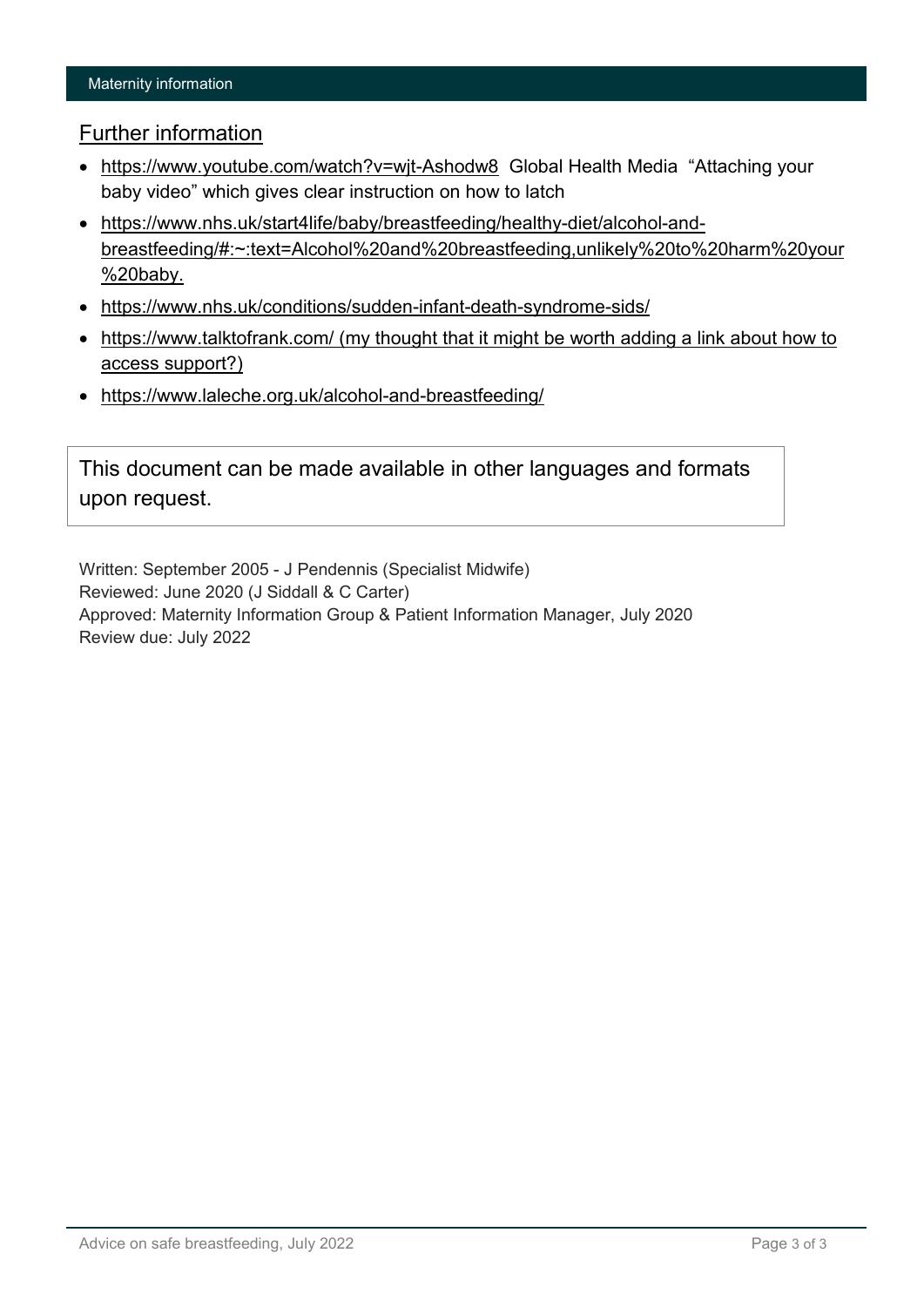## Further information

- https://www.youtube.com/watch?v=wjt-Ashodw8 Global Health Media "Attaching your baby video" which gives clear instruction on how to latch
- https://www.nhs.uk/start4life/baby/breastfeeding/healthy-diet/alcohol-and-breastfeeding/#:~:text=Alcohol%20and%20breastfeeding,unlikely%20to%20harm%20your%20baby.
- https://www.nhs.uk/conditions/sudden-infant-death-syndrome-sids/
- https://www.talktofrank.com/ (my thought that it might be worth adding a link about how to access support?)
- https://www.laleche.org.uk/alcohol-and-breastfeeding/

This document can be made available in other languages and formats upon request.

Written: September 2005 - J Pendennis (Specialist Midwife)
Reviewed: June 2020 (J Siddall & C Carter)
Approved: Maternity Information Group & Patient Information Manager, July 2020
Review due: July 2022